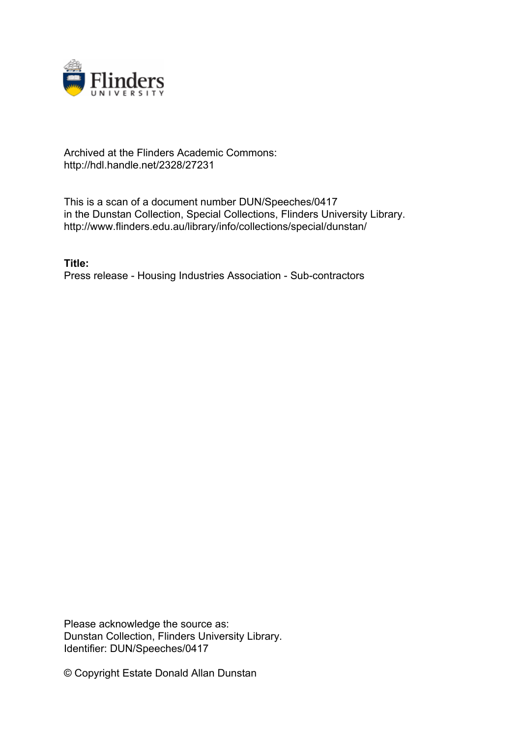Archived at the Flinders Academic Commons:
http://hdl.handle.net/2328/27231

This is a scan of a document number DUN/Speeches/0417
in the Dunstan Collection, Special Collections, Flinders University Library.
http://www.flinders.edu.au/library/info/collections/special/dunstan/

**Title:**
Press release - Housing Industries Association - Sub-contractors

Please acknowledge the source as:
Dunstan Collection, Flinders University Library.
Identifier: DUN/Speeches/0417

© Copyright Estate Donald Allan Dunstan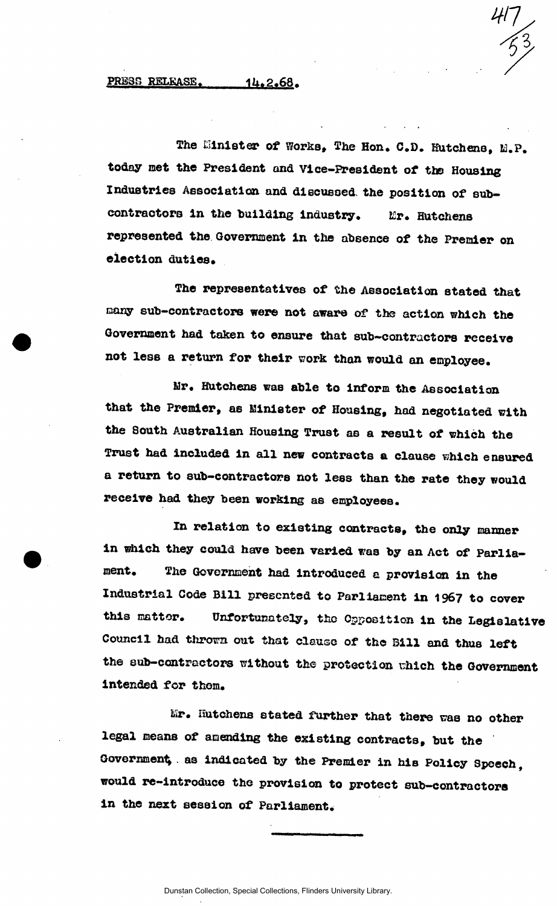PRESS RELEASE. 14.2.68.

The Minister of Works, The Hon. C.D. Hutchens, M.P. today met the President and Vice-President of the Housing Industries Association and discussed the position of sub-contractors in the building industry. Mr. Hutchens represented the Government in the absence of the Premier on election duties.

The representatives of the Association stated that many sub-contractors were not aware of the action which the Government had taken to ensure that sub-contractors receive not less a return for their work than would an employee.

Mr. Hutchens was able to inform the Association that the Premier, as Minister of Housing, had negotiated with the South Australian Housing Trust as a result of which the Trust had included in all new contracts a clause which ensured a return to sub-contractors not less than the rate they would receive had they been working as employees.

In relation to existing contracts, the only manner in which they could have been varied was by an Act of Parliament. The Government had introduced a provision in the Industrial Code Bill presented to Parliament in 1967 to cover this matter. Unfortunately, the Opposition in the Legislative Council had thrown out that clause of the Bill and thus left the sub-contractors without the protection which the Government intended for them.

Mr. Hutchens stated further that there was no other legal means of amending the existing contracts, but the Government, as indicated by the Premier in his Policy Speech, would re-introduce the provision to protect sub-contractors in the next session of Parliament.

Dunstan Collection, Special Collections, Flinders University Library.